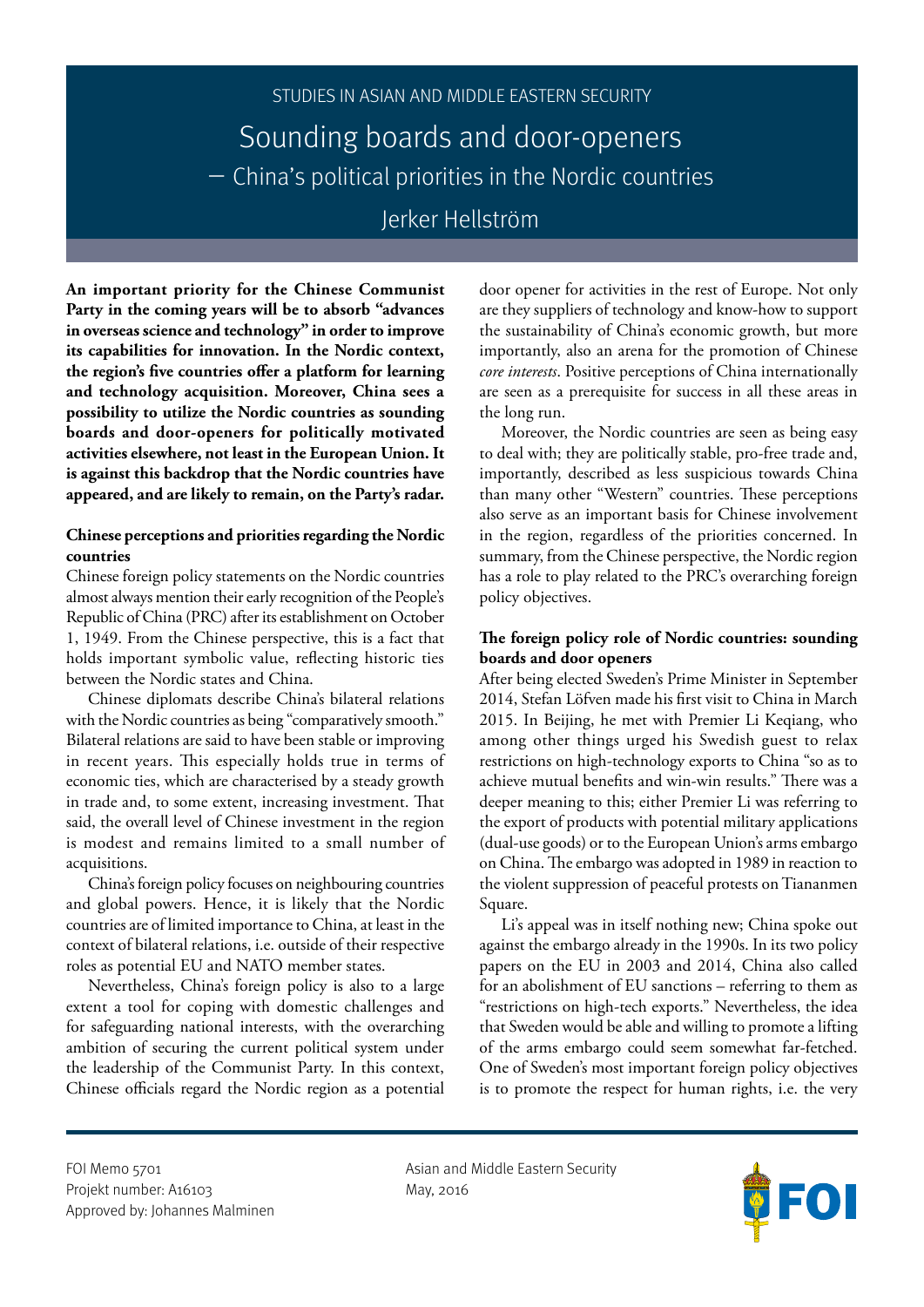STUDIES IN ASIAN AND MIDDLE EASTERN SECURITY

# Sounding boards and door-openers

## – China's political priorities in the Nordic countries

Jerker Hellström

**An important priority for the Chinese Communist Party in the coming years will be to absorb "advances in overseas science and technology" in order to improve its capabilities for innovation. In the Nordic context, the region's five countries offer a platform for learning and technology acquisition. Moreover, China sees a possibility to utilize the Nordic countries as sounding boards and door-openers for politically motivated activities elsewhere, not least in the European Union. It is against this backdrop that the Nordic countries have appeared, and are likely to remain, on the Party's radar.**

### Chinese perceptions and priorities regarding the Nordic countries

Chinese foreign policy statements on the Nordic countries almost always mention their early recognition of the People's Republic of China (PRC) after its establishment on October 1, 1949. From the Chinese perspective, this is a fact that holds important symbolic value, reflecting historic ties between the Nordic states and China.

Chinese diplomats describe China's bilateral relations with the Nordic countries as being "comparatively smooth." Bilateral relations are said to have been stable or improving in recent years. This especially holds true in terms of economic ties, which are characterised by a steady growth in trade and, to some extent, increasing investment. That said, the overall level of Chinese investment in the region is modest and remains limited to a small number of acquisitions.

China's foreign policy focuses on neighbouring countries and global powers. Hence, it is likely that the Nordic countries are of limited importance to China, at least in the context of bilateral relations, i.e. outside of their respective roles as potential EU and NATO member states.

Nevertheless, China's foreign policy is also to a large extent a tool for coping with domestic challenges and for safeguarding national interests, with the overarching ambition of securing the current political system under the leadership of the Communist Party. In this context, Chinese officials regard the Nordic region as a potential door opener for activities in the rest of Europe. Not only are they suppliers of technology and know-how to support the sustainability of China's economic growth, but more importantly, also an arena for the promotion of Chinese *core interests*. Positive perceptions of China internationally are seen as a prerequisite for success in all these areas in the long run.

Moreover, the Nordic countries are seen as being easy to deal with; they are politically stable, pro-free trade and, importantly, described as less suspicious towards China than many other "Western" countries. These perceptions also serve as an important basis for Chinese involvement in the region, regardless of the priorities concerned. In summary, from the Chinese perspective, the Nordic region has a role to play related to the PRC's overarching foreign policy objectives.

### The foreign policy role of Nordic countries: sounding boards and door openers

After being elected Sweden's Prime Minister in September 2014, Stefan Löfven made his first visit to China in March 2015. In Beijing, he met with Premier Li Keqiang, who among other things urged his Swedish guest to relax restrictions on high-technology exports to China "so as to achieve mutual benefits and win-win results." There was a deeper meaning to this; either Premier Li was referring to the export of products with potential military applications (dual-use goods) or to the European Union's arms embargo on China. The embargo was adopted in 1989 in reaction to the violent suppression of peaceful protests on Tiananmen Square.

Li's appeal was in itself nothing new; China spoke out against the embargo already in the 1990s. In its two policy papers on the EU in 2003 and 2014, China also called for an abolishment of EU sanctions – referring to them as "restrictions on high-tech exports." Nevertheless, the idea that Sweden would be able and willing to promote a lifting of the arms embargo could seem somewhat far-fetched. One of Sweden's most important foreign policy objectives is to promote the respect for human rights, i.e. the very

FOI Memo 5701
Projekt number: A16103
Approved by: Johannes Malminen

Asian and Middle Eastern Security
May, 2016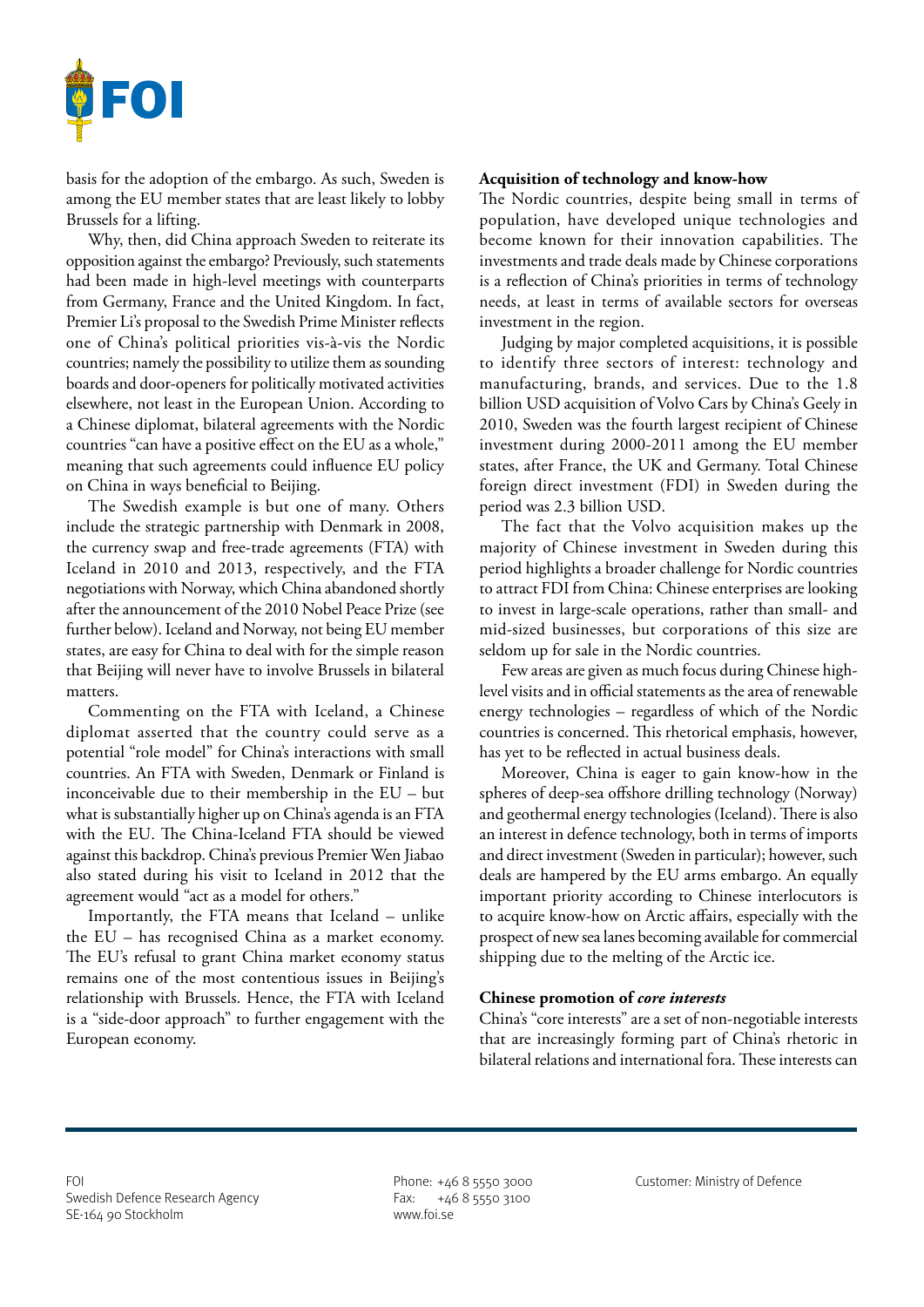basis for the adoption of the embargo. As such, Sweden is among the EU member states that are least likely to lobby Brussels for a lifting.

Why, then, did China approach Sweden to reiterate its opposition against the embargo? Previously, such statements had been made in high-level meetings with counterparts from Germany, France and the United Kingdom. In fact, Premier Li's proposal to the Swedish Prime Minister reflects one of China's political priorities vis-à-vis the Nordic countries; namely the possibility to utilize them as sounding boards and door-openers for politically motivated activities elsewhere, not least in the European Union. According to a Chinese diplomat, bilateral agreements with the Nordic countries "can have a positive effect on the EU as a whole," meaning that such agreements could influence EU policy on China in ways beneficial to Beijing.

The Swedish example is but one of many. Others include the strategic partnership with Denmark in 2008, the currency swap and free-trade agreements (FTA) with Iceland in 2010 and 2013, respectively, and the FTA negotiations with Norway, which China abandoned shortly after the announcement of the 2010 Nobel Peace Prize (see further below). Iceland and Norway, not being EU member states, are easy for China to deal with for the simple reason that Beijing will never have to involve Brussels in bilateral matters.

Commenting on the FTA with Iceland, a Chinese diplomat asserted that the country could serve as a potential "role model" for China's interactions with small countries. An FTA with Sweden, Denmark or Finland is inconceivable due to their membership in the EU – but what is substantially higher up on China's agenda is an FTA with the EU. The China-Iceland FTA should be viewed against this backdrop. China's previous Premier Wen Jiabao also stated during his visit to Iceland in 2012 that the agreement would "act as a model for others."

Importantly, the FTA means that Iceland – unlike the EU – has recognised China as a market economy. The EU's refusal to grant China market economy status remains one of the most contentious issues in Beijing's relationship with Brussels. Hence, the FTA with Iceland is a "side-door approach" to further engagement with the European economy.

### Acquisition of technology and know-how

The Nordic countries, despite being small in terms of population, have developed unique technologies and become known for their innovation capabilities. The investments and trade deals made by Chinese corporations is a reflection of China's priorities in terms of technology needs, at least in terms of available sectors for overseas investment in the region.

Judging by major completed acquisitions, it is possible to identify three sectors of interest: technology and manufacturing, brands, and services. Due to the 1.8 billion USD acquisition of Volvo Cars by China's Geely in 2010, Sweden was the fourth largest recipient of Chinese investment during 2000-2011 among the EU member states, after France, the UK and Germany. Total Chinese foreign direct investment (FDI) in Sweden during the period was 2.3 billion USD.

The fact that the Volvo acquisition makes up the majority of Chinese investment in Sweden during this period highlights a broader challenge for Nordic countries to attract FDI from China: Chinese enterprises are looking to invest in large-scale operations, rather than small- and mid-sized businesses, but corporations of this size are seldom up for sale in the Nordic countries.

Few areas are given as much focus during Chinese high-level visits and in official statements as the area of renewable energy technologies – regardless of which of the Nordic countries is concerned. This rhetorical emphasis, however, has yet to be reflected in actual business deals.

Moreover, China is eager to gain know-how in the spheres of deep-sea offshore drilling technology (Norway) and geothermal energy technologies (Iceland). There is also an interest in defence technology, both in terms of imports and direct investment (Sweden in particular); however, such deals are hampered by the EU arms embargo. An equally important priority according to Chinese interlocutors is to acquire know-how on Arctic affairs, especially with the prospect of new sea lanes becoming available for commercial shipping due to the melting of the Arctic ice.

### Chinese promotion of *core interests*

China's "core interests" are a set of non-negotiable interests that are increasingly forming part of China's rhetoric in bilateral relations and international fora. These interests can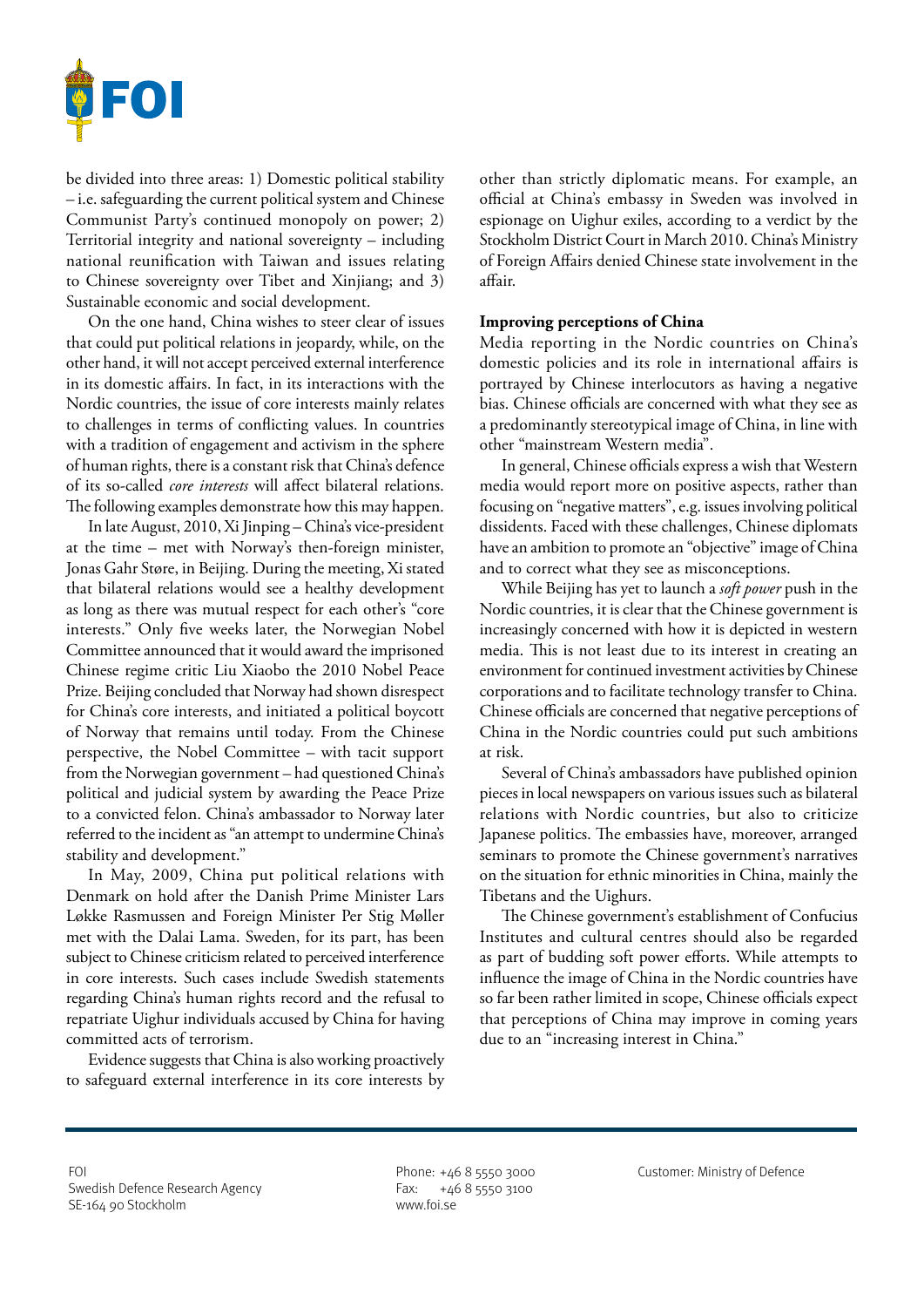be divided into three areas: 1) Domestic political stability – i.e. safeguarding the current political system and Chinese Communist Party's continued monopoly on power; 2) Territorial integrity and national sovereignty – including national reunification with Taiwan and issues relating to Chinese sovereignty over Tibet and Xinjiang; and 3) Sustainable economic and social development.

On the one hand, China wishes to steer clear of issues that could put political relations in jeopardy, while, on the other hand, it will not accept perceived external interference in its domestic affairs. In fact, in its interactions with the Nordic countries, the issue of core interests mainly relates to challenges in terms of conflicting values. In countries with a tradition of engagement and activism in the sphere of human rights, there is a constant risk that China's defence of its so-called *core interests* will affect bilateral relations. The following examples demonstrate how this may happen.

In late August, 2010, Xi Jinping – China's vice-president at the time – met with Norway's then-foreign minister, Jonas Gahr Støre, in Beijing. During the meeting, Xi stated that bilateral relations would see a healthy development as long as there was mutual respect for each other's "core interests." Only five weeks later, the Norwegian Nobel Committee announced that it would award the imprisoned Chinese regime critic Liu Xiaobo the 2010 Nobel Peace Prize. Beijing concluded that Norway had shown disrespect for China's core interests, and initiated a political boycott of Norway that remains until today. From the Chinese perspective, the Nobel Committee – with tacit support from the Norwegian government – had questioned China's political and judicial system by awarding the Peace Prize to a convicted felon. China's ambassador to Norway later referred to the incident as "an attempt to undermine China's stability and development."

In May, 2009, China put political relations with Denmark on hold after the Danish Prime Minister Lars Løkke Rasmussen and Foreign Minister Per Stig Møller met with the Dalai Lama. Sweden, for its part, has been subject to Chinese criticism related to perceived interference in core interests. Such cases include Swedish statements regarding China's human rights record and the refusal to repatriate Uighur individuals accused by China for having committed acts of terrorism.

Evidence suggests that China is also working proactively to safeguard external interference in its core interests by other than strictly diplomatic means. For example, an official at China's embassy in Sweden was involved in espionage on Uighur exiles, according to a verdict by the Stockholm District Court in March 2010. China's Ministry of Foreign Affairs denied Chinese state involvement in the affair.

### Improving perceptions of China

Media reporting in the Nordic countries on China's domestic policies and its role in international affairs is portrayed by Chinese interlocutors as having a negative bias. Chinese officials are concerned with what they see as a predominantly stereotypical image of China, in line with other "mainstream Western media".

In general, Chinese officials express a wish that Western media would report more on positive aspects, rather than focusing on "negative matters", e.g. issues involving political dissidents. Faced with these challenges, Chinese diplomats have an ambition to promote an "objective" image of China and to correct what they see as misconceptions.

While Beijing has yet to launch a *soft power* push in the Nordic countries, it is clear that the Chinese government is increasingly concerned with how it is depicted in western media. This is not least due to its interest in creating an environment for continued investment activities by Chinese corporations and to facilitate technology transfer to China. Chinese officials are concerned that negative perceptions of China in the Nordic countries could put such ambitions at risk.

Several of China's ambassadors have published opinion pieces in local newspapers on various issues such as bilateral relations with Nordic countries, but also to criticize Japanese politics. The embassies have, moreover, arranged seminars to promote the Chinese government's narratives on the situation for ethnic minorities in China, mainly the Tibetans and the Uighurs.

The Chinese government's establishment of Confucius Institutes and cultural centres should also be regarded as part of budding soft power efforts. While attempts to influence the image of China in the Nordic countries have so far been rather limited in scope, Chinese officials expect that perceptions of China may improve in coming years due to an "increasing interest in China."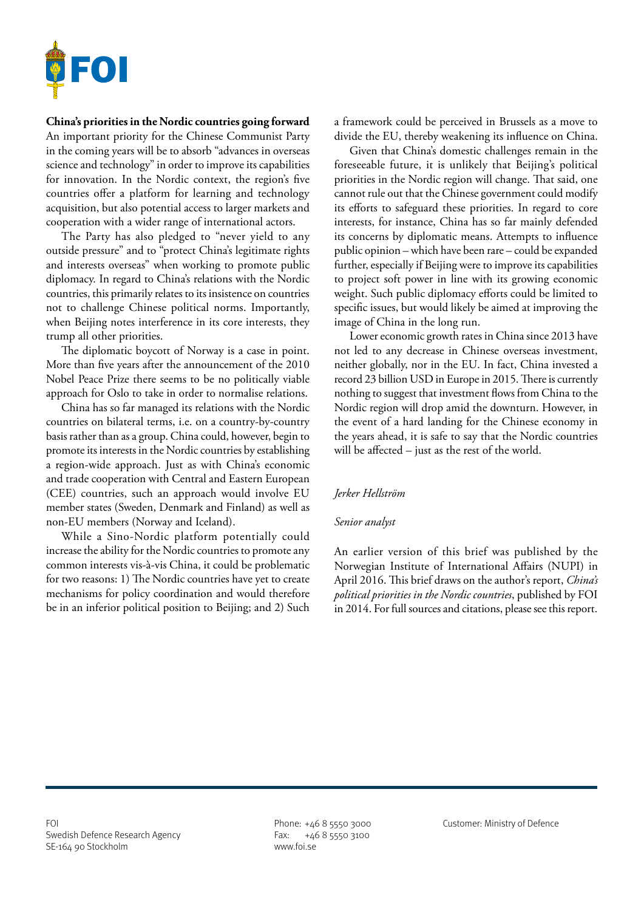**China's priorities in the Nordic countries going forward**

An important priority for the Chinese Communist Party in the coming years will be to absorb "advances in overseas science and technology" in order to improve its capabilities for innovation. In the Nordic context, the region's five countries offer a platform for learning and technology acquisition, but also potential access to larger markets and cooperation with a wider range of international actors.

The Party has also pledged to "never yield to any outside pressure" and to "protect China's legitimate rights and interests overseas" when working to promote public diplomacy. In regard to China's relations with the Nordic countries, this primarily relates to its insistence on countries not to challenge Chinese political norms. Importantly, when Beijing notes interference in its core interests, they trump all other priorities.

The diplomatic boycott of Norway is a case in point. More than five years after the announcement of the 2010 Nobel Peace Prize there seems to be no politically viable approach for Oslo to take in order to normalise relations.

China has so far managed its relations with the Nordic countries on bilateral terms, i.e. on a country-by-country basis rather than as a group. China could, however, begin to promote its interests in the Nordic countries by establishing a region-wide approach. Just as with China's economic and trade cooperation with Central and Eastern European (CEE) countries, such an approach would involve EU member states (Sweden, Denmark and Finland) as well as non-EU members (Norway and Iceland).

While a Sino-Nordic platform potentially could increase the ability for the Nordic countries to promote any common interests vis-à-vis China, it could be problematic for two reasons: 1) The Nordic countries have yet to create mechanisms for policy coordination and would therefore be in an inferior political position to Beijing; and 2) Such a framework could be perceived in Brussels as a move to divide the EU, thereby weakening its influence on China.

Given that China's domestic challenges remain in the foreseeable future, it is unlikely that Beijing's political priorities in the Nordic region will change. That said, one cannot rule out that the Chinese government could modify its efforts to safeguard these priorities. In regard to core interests, for instance, China has so far mainly defended its concerns by diplomatic means. Attempts to influence public opinion – which have been rare – could be expanded further, especially if Beijing were to improve its capabilities to project soft power in line with its growing economic weight. Such public diplomacy efforts could be limited to specific issues, but would likely be aimed at improving the image of China in the long run.

Lower economic growth rates in China since 2013 have not led to any decrease in Chinese overseas investment, neither globally, nor in the EU. In fact, China invested a record 23 billion USD in Europe in 2015. There is currently nothing to suggest that investment flows from China to the Nordic region will drop amid the downturn. However, in the event of a hard landing for the Chinese economy in the years ahead, it is safe to say that the Nordic countries will be affected – just as the rest of the world.

*Jerker Hellström*

*Senior analyst*

An earlier version of this brief was published by the Norwegian Institute of International Affairs (NUPI) in April 2016. This brief draws on the author's report, *China's political priorities in the Nordic countries*, published by FOI in 2014. For full sources and citations, please see this report.

FOI
Swedish Defence Research Agency
SE-164 90 Stockholm

Phone: +46 8 5550 3000
Fax: +46 8 5550 3100
www.foi.se

Customer: Ministry of Defence